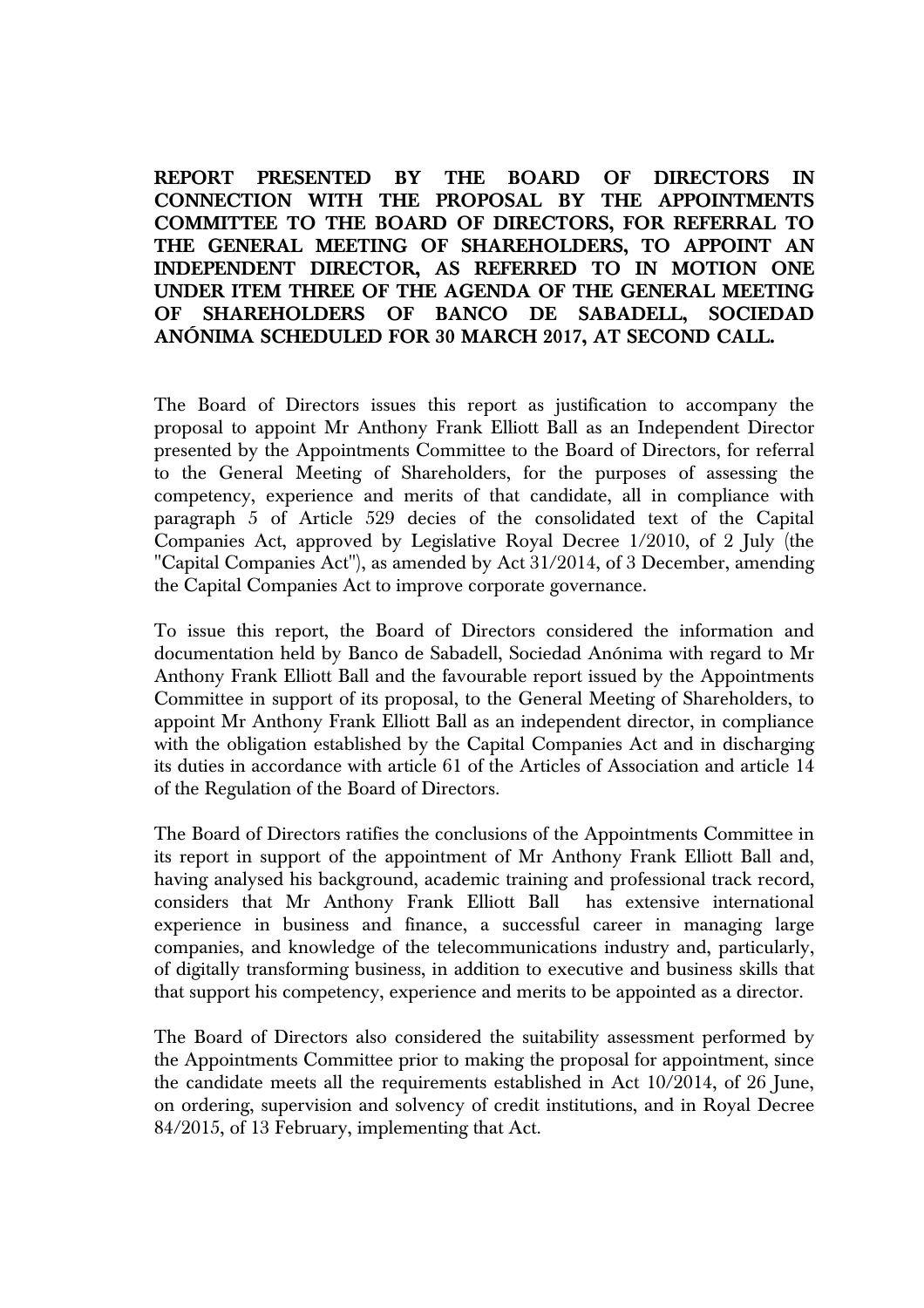**REPORT PRESENTED BY THE BOARD OF DIRECTORS IN CONNECTION WITH THE PROPOSAL BY THE APPOINTMENTS COMMITTEE TO THE BOARD OF DIRECTORS, FOR REFERRAL TO THE GENERAL MEETING OF SHAREHOLDERS, TO APPOINT AN INDEPENDENT DIRECTOR, AS REFERRED TO IN MOTION ONE UNDER ITEM THREE OF THE AGENDA OF THE GENERAL MEETING OF SHAREHOLDERS OF BANCO DE SABADELL, SOCIEDAD ANÓNIMA SCHEDULED FOR 30 MARCH 2017, AT SECOND CALL.**

The Board of Directors issues this report as justification to accompany the proposal to appoint Mr Anthony Frank Elliott Ball as an Independent Director presented by the Appointments Committee to the Board of Directors, for referral to the General Meeting of Shareholders, for the purposes of assessing the competency, experience and merits of that candidate, all in compliance with paragraph 5 of Article 529 decies of the consolidated text of the Capital Companies Act, approved by Legislative Royal Decree 1/2010, of 2 July (the "Capital Companies Act"), as amended by Act 31/2014, of 3 December, amending the Capital Companies Act to improve corporate governance.

To issue this report, the Board of Directors considered the information and documentation held by Banco de Sabadell, Sociedad Anónima with regard to Mr Anthony Frank Elliott Ball and the favourable report issued by the Appointments Committee in support of its proposal, to the General Meeting of Shareholders, to appoint Mr Anthony Frank Elliott Ball as an independent director, in compliance with the obligation established by the Capital Companies Act and in discharging its duties in accordance with article 61 of the Articles of Association and article 14 of the Regulation of the Board of Directors.

The Board of Directors ratifies the conclusions of the Appointments Committee in its report in support of the appointment of Mr Anthony Frank Elliott Ball and, having analysed his background, academic training and professional track record, considers that Mr Anthony Frank Elliott Ball has extensive international experience in business and finance, a successful career in managing large companies, and knowledge of the telecommunications industry and, particularly, of digitally transforming business, in addition to executive and business skills that that support his competency, experience and merits to be appointed as a director.

The Board of Directors also considered the suitability assessment performed by the Appointments Committee prior to making the proposal for appointment, since the candidate meets all the requirements established in Act 10/2014, of 26 June, on ordering, supervision and solvency of credit institutions, and in Royal Decree 84/2015, of 13 February, implementing that Act.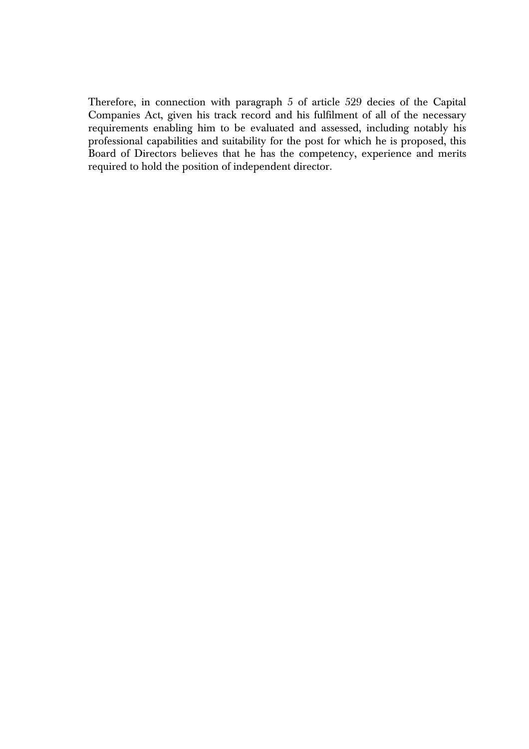Therefore, in connection with paragraph 5 of article 529 decies of the Capital Companies Act, given his track record and his fulfilment of all of the necessary requirements enabling him to be evaluated and assessed, including notably his professional capabilities and suitability for the post for which he is proposed, this Board of Directors believes that he has the competency, experience and merits required to hold the position of independent director.